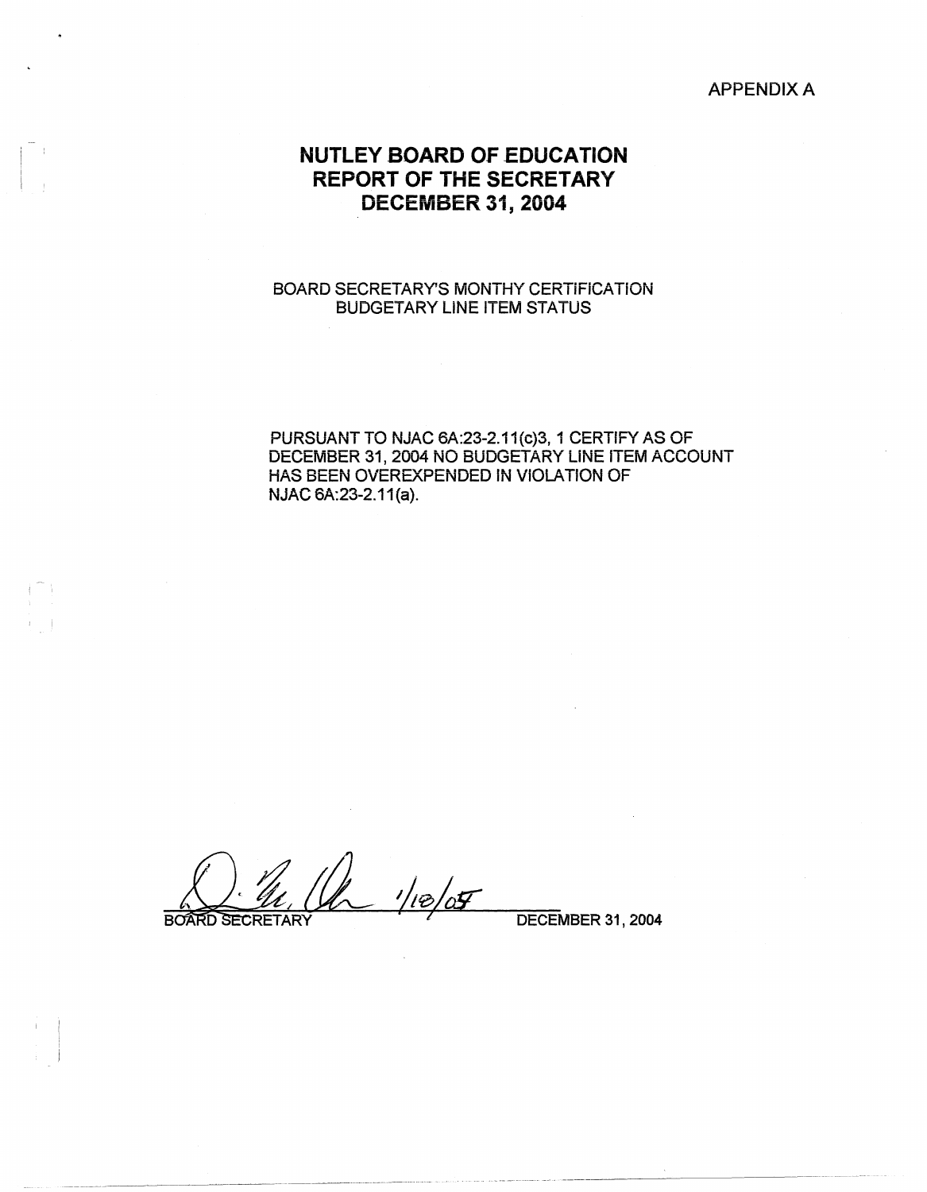APPENDIX A

# NUTLEY BOARD OF EDUCATION
# REPORT OF THE SECRETARY
# DECEMBER 31, 2004

BOARD SECRETARY'S MONTHY CERTIFICATION
BUDGETARY LINE ITEM STATUS

PURSUANT TO NJAC 6A:23-2.11(c)3, 1 CERTIFY AS OF DECEMBER 31, 2004 NO BUDGETARY LINE ITEM ACCOUNT HAS BEEN OVEREXPENDED IN VIOLATION OF NJAC 6A:23-2.11(a).

1/10/05

BOARD SECRETARY DECEMBER 31, 2004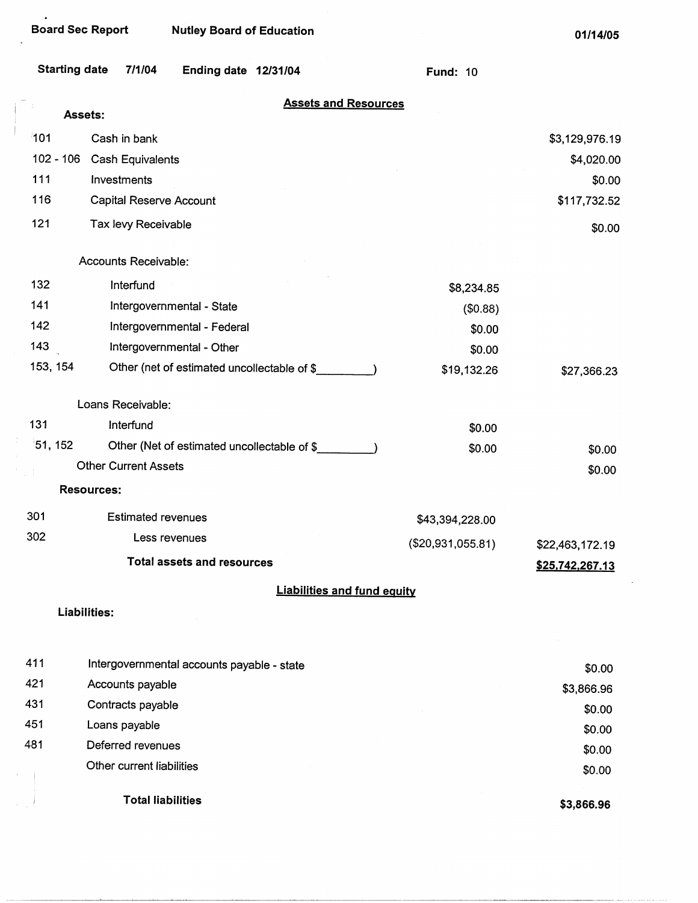Board Sec Report | Nutley Board of Education | 01/14/05

Starting date 7/1/04 | Ending date 12/31/04 | Fund: 10

## Assets and Resources

| Code | Item | | |
|---|---|---|---|
| | **Assets:** | | |
| 101 | Cash in bank | | $3,129,976.19 |
| 102 - 106 | Cash Equivalents | | $4,020.00 |
| 111 | Investments | | $0.00 |
| 116 | Capital Reserve Account | | $117,732.52 |
| 121 | Tax levy Receivable | | $0.00 |
| | Accounts Receivable: | | |
| 132 | Interfund | $8,234.85 | |
| 141 | Intergovernmental - State | ($0.88) | |
| 142 | Intergovernmental - Federal | $0.00 | |
| 143 | Intergovernmental - Other | $0.00 | |
| 153, 154 | Other (net of estimated uncollectable of $_________) | $19,132.26 | $27,366.23 |
| | Loans Receivable: | | |
| 131 | Interfund | $0.00 | |
| 51, 152 | Other (Net of estimated uncollectable of $_________) | $0.00 | $0.00 |
| | Other Current Assets | | $0.00 |
| | **Resources:** | | |
| 301 | Estimated revenues | $43,394,228.00 | |
| 302 | Less revenues | ($20,931,055.81) | $22,463,172.19 |
| | **Total assets and resources** | | **$25,742,267.13** |

## Liabilities and fund equity

| Code | Item | |
|---|---|---|
| | **Liabilities:** | |
| 411 | Intergovernmental accounts payable - state | $0.00 |
| 421 | Accounts payable | $3,866.96 |
| 431 | Contracts payable | $0.00 |
| 451 | Loans payable | $0.00 |
| 481 | Deferred revenues | $0.00 |
| | Other current liabilities | $0.00 |
| | **Total liabilities** | **$3,866.96** |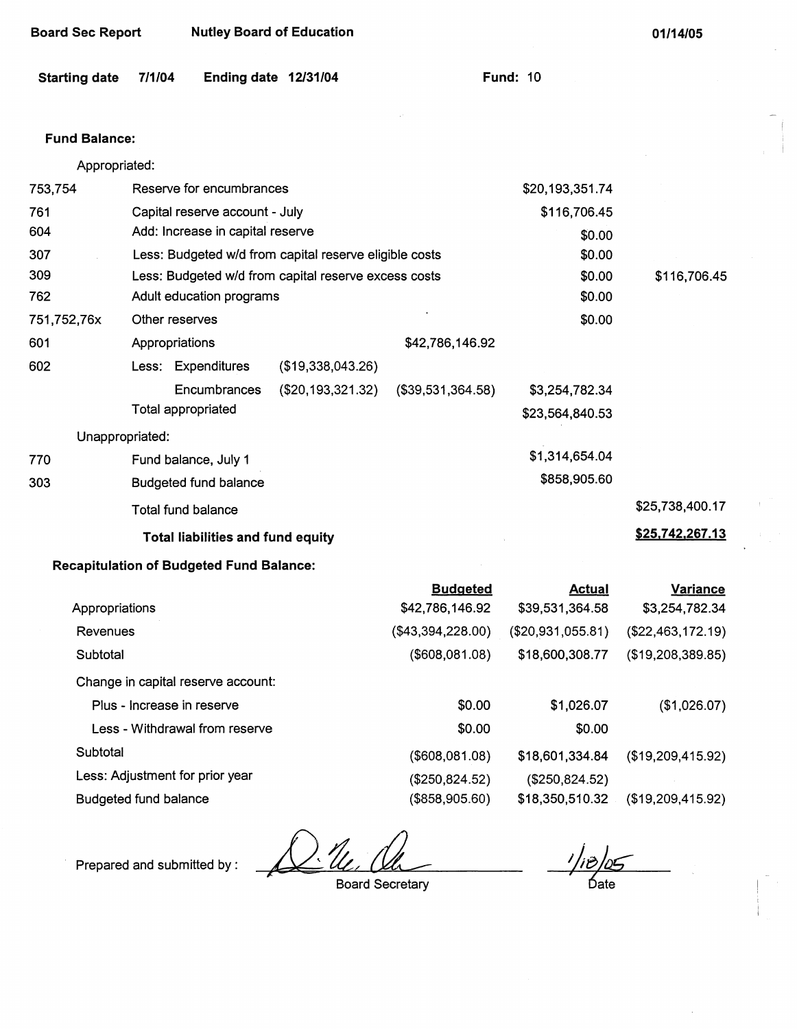Board Sec Report　　Nutley Board of Education　　01/14/05

**Starting date** 7/1/04　　**Ending date** 12/31/04　　**Fund:** 10

**Fund Balance:**

| | | | | | |
|---|---|---|---|---|---|
| | Appropriated: | | | | |
| 753,754 | Reserve for encumbrances | | | $20,193,351.74 | |
| 761 | Capital reserve account - July | | | $116,706.45 | |
| 604 | Add: Increase in capital reserve | | | $0.00 | |
| 307 | Less: Budgeted w/d from capital reserve eligible costs | | | $0.00 | |
| 309 | Less: Budgeted w/d from capital reserve excess costs | | | $0.00 | $116,706.45 |
| 762 | Adult education programs | | | $0.00 | |
| 751,752,76x | Other reserves | | | $0.00 | |
| 601 | Appropriations | | $42,786,146.92 | | |
| 602 | Less: Expenditures | ($19,338,043.26) | | | |
| | Encumbrances | ($20,193,321.32) | ($39,531,364.58) | $3,254,782.34 | |
| | Total appropriated | | | $23,564,840.53 | |
| | Unappropriated: | | | | |
| 770 | Fund balance, July 1 | | | $1,314,654.04 | |
| 303 | Budgeted fund balance | | | $858,905.60 | |
| | Total fund balance | | | | $25,738,400.17 |
| | **Total liabilities and fund equity** | | | | **$25,742,267.13** |

**Recapitulation of Budgeted Fund Balance:**

| | Budgeted | Actual | Variance |
|---|---|---|---|
| Appropriations | $42,786,146.92 | $39,531,364.58 | $3,254,782.34 |
| Revenues | ($43,394,228.00) | ($20,931,055.81) | ($22,463,172.19) |
| Subtotal | ($608,081.08) | $18,600,308.77 | ($19,208,389.85) |
| Change in capital reserve account: | | | |
| Plus - Increase in reserve | $0.00 | $1,026.07 | ($1,026.07) |
| Less - Withdrawal from reserve | $0.00 | $0.00 | |
| Subtotal | ($608,081.08) | $18,601,334.84 | ($19,209,415.92) |
| Less: Adjustment for prior year | ($250,824.52) | ($250,824.52) | |
| Budgeted fund balance | ($858,905.60) | $18,350,510.32 | ($19,209,415.92) |

Prepared and submitted by : ____________________ Board Secretary　　1/10/05 Date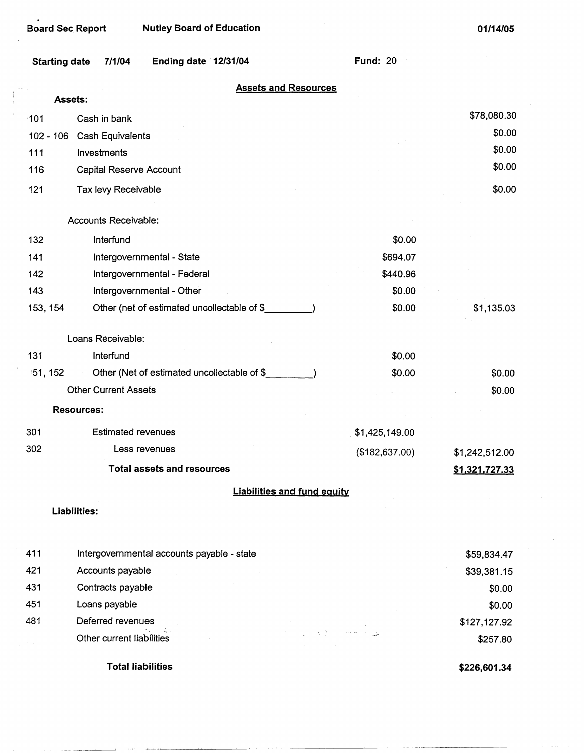Board Sec Report    Nutley Board of Education    01/14/05

**Starting date** 7/1/04    **Ending date** 12/31/04    **Fund:** 20

## Assets and Resources

**Assets:**

| | | | |
|---|---|---|---|
| 101 | Cash in bank | | $78,080.30 |
| 102 - 106 | Cash Equivalents | | $0.00 |
| 111 | Investments | | $0.00 |
| 116 | Capital Reserve Account | | $0.00 |
| 121 | Tax levy Receivable | | $0.00 |
| | Accounts Receivable: | | |
| 132 | Interfund | $0.00 | |
| 141 | Intergovernmental - State | $694.07 | |
| 142 | Intergovernmental - Federal | $440.96 | |
| 143 | Intergovernmental - Other | $0.00 | |
| 153, 154 | Other (net of estimated uncollectable of $________) | $0.00 | $1,135.03 |
| | Loans Receivable: | | |
| 131 | Interfund | $0.00 | |
| 51, 152 | Other (Net of estimated uncollectable of $________) | $0.00 | $0.00 |
| | Other Current Assets | | $0.00 |

**Resources:**

| | | | |
|---|---|---|---|
| 301 | Estimated revenues | $1,425,149.00 | |
| 302 | Less revenues | ($182,637.00) | $1,242,512.00 |
| | **Total assets and resources** | | **$1,321,727.33** |

## Liabilities and fund equity

**Liabilities:**

| | | |
|---|---|---|
| 411 | Intergovernmental accounts payable - state | $59,834.47 |
| 421 | Accounts payable | $39,381.15 |
| 431 | Contracts payable | $0.00 |
| 451 | Loans payable | $0.00 |
| 481 | Deferred revenues | $127,127.92 |
| | Other current liabilities | $257.80 |
| | **Total liabilities** | **$226,601.34** |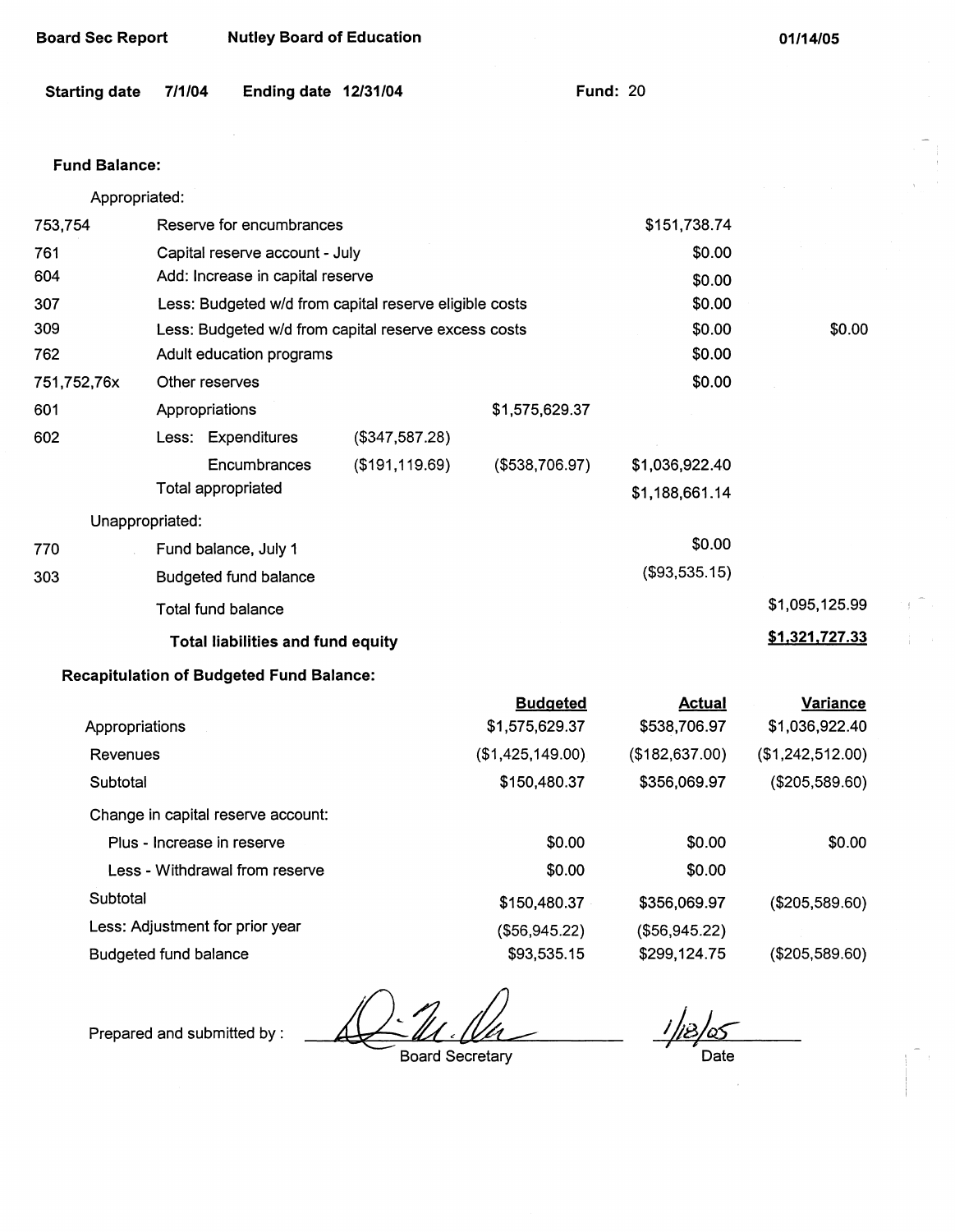Board Sec Report | Nutley Board of Education | 01/14/05

Starting date 7/1/04 | Ending date 12/31/04 | Fund: 20

**Fund Balance:**

| Code | Description | | | | |
|---|---|---|---|---|---|
| | Appropriated: | | | | |
| 753,754 | Reserve for encumbrances | | | $151,738.74 | |
| 761 | Capital reserve account - July | | | $0.00 | |
| 604 | Add: Increase in capital reserve | | | $0.00 | |
| 307 | Less: Budgeted w/d from capital reserve eligible costs | | | $0.00 | |
| 309 | Less: Budgeted w/d from capital reserve excess costs | | | $0.00 | $0.00 |
| 762 | Adult education programs | | | $0.00 | |
| 751,752,76x | Other reserves | | | $0.00 | |
| 601 | Appropriations | | $1,575,629.37 | | |
| 602 | Less: Expenditures | ($347,587.28) | | | |
| | Encumbrances | ($191,119.69) | ($538,706.97) | $1,036,922.40 | |
| | Total appropriated | | | $1,188,661.14 | |
| | Unappropriated: | | | | |
| 770 | Fund balance, July 1 | | | $0.00 | |
| 303 | Budgeted fund balance | | | ($93,535.15) | |
| | Total fund balance | | | | $1,095,125.99 |
| | **Total liabilities and fund equity** | | | | **$1,321,727.33** |

**Recapitulation of Budgeted Fund Balance:**

| | Budgeted | Actual | Variance |
|---|---|---|---|
| Appropriations | $1,575,629.37 | $538,706.97 | $1,036,922.40 |
| Revenues | ($1,425,149.00) | ($182,637.00) | ($1,242,512.00) |
| Subtotal | $150,480.37 | $356,069.97 | ($205,589.60) |
| Change in capital reserve account: | | | |
| Plus - Increase in reserve | $0.00 | $0.00 | $0.00 |
| Less - Withdrawal from reserve | $0.00 | $0.00 | |
| Subtotal | $150,480.37 | $356,069.97 | ($205,589.60) |
| Less: Adjustment for prior year | ($56,945.22) | ($56,945.22) | |
| Budgeted fund balance | $93,535.15 | $299,124.75 | ($205,589.60) |

Prepared and submitted by : ______________________ Board Secretary &nbsp;&nbsp;&nbsp; 1/18/05 Date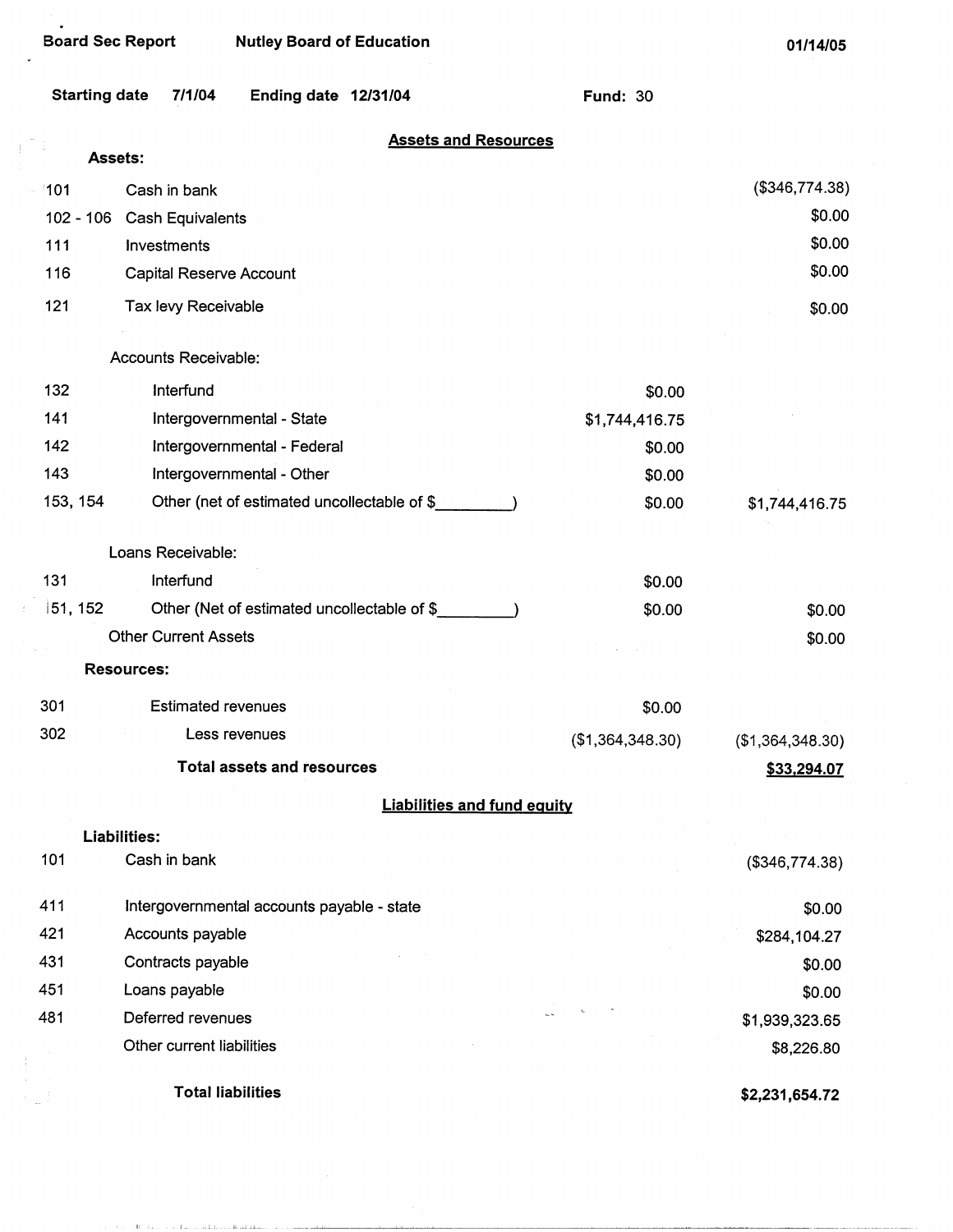Board Sec Report | Nutley Board of Education | 01/14/05

Starting date 7/1/04 | Ending date 12/31/04 | Fund: 30

## Assets and Resources

**Assets:**

| Code | Description | | Amount |
|---|---|---|---|
| 101 | Cash in bank | | ($346,774.38) |
| 102 - 106 | Cash Equivalents | | $0.00 |
| 111 | Investments | | $0.00 |
| 116 | Capital Reserve Account | | $0.00 |
| 121 | Tax levy Receivable | | $0.00 |
| | Accounts Receivable: | | |
| 132 | Interfund | $0.00 | |
| 141 | Intergovernmental - State | $1,744,416.75 | |
| 142 | Intergovernmental - Federal | $0.00 | |
| 143 | Intergovernmental - Other | $0.00 | |
| 153, 154 | Other (net of estimated uncollectable of $________) | $0.00 | $1,744,416.75 |
| | Loans Receivable: | | |
| 131 | Interfund | $0.00 | |
| 151, 152 | Other (Net of estimated uncollectable of $________) | $0.00 | $0.00 |
| | Other Current Assets | | $0.00 |
| | **Resources:** | | |
| 301 | Estimated revenues | $0.00 | |
| 302 | Less revenues | ($1,364,348.30) | ($1,364,348.30) |
| | **Total assets and resources** | | **$33,294.07** |

## Liabilities and fund equity

**Liabilities:**

| Code | Description | Amount |
|---|---|---|
| 101 | Cash in bank | ($346,774.38) |
| 411 | Intergovernmental accounts payable - state | $0.00 |
| 421 | Accounts payable | $284,104.27 |
| 431 | Contracts payable | $0.00 |
| 451 | Loans payable | $0.00 |
| 481 | Deferred revenues | $1,939,323.65 |
| | Other current liabilities | $8,226.80 |
| | **Total liabilities** | **$2,231,654.72** |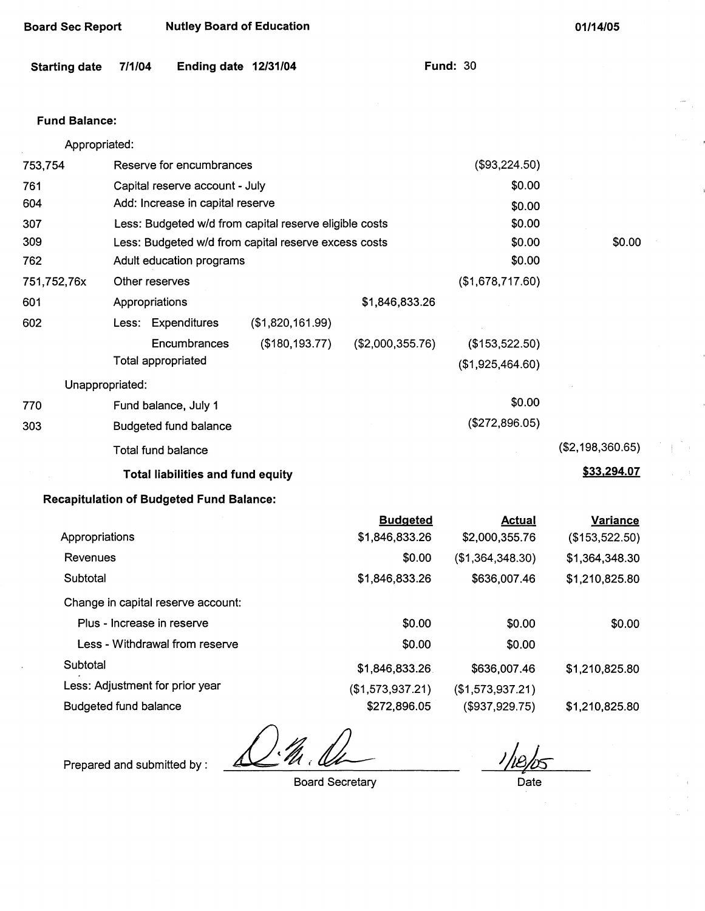Board Sec Report Nutley Board of Education 01/14/05

**Starting date** 7/1/04 **Ending date** 12/31/04 **Fund:** 30

**Fund Balance:**

| Code | Description | | | | |
|---|---|---|---|---|---|
| | Appropriated: | | | | |
| 753,754 | Reserve for encumbrances | | | ($93,224.50) | |
| 761 | Capital reserve account - July | | | $0.00 | |
| 604 | Add: Increase in capital reserve | | | $0.00 | |
| 307 | Less: Budgeted w/d from capital reserve eligible costs | | | $0.00 | |
| 309 | Less: Budgeted w/d from capital reserve excess costs | | | $0.00 | $0.00 |
| 762 | Adult education programs | | | $0.00 | |
| 751,752,76x | Other reserves | | | ($1,678,717.60) | |
| 601 | Appropriations | | $1,846,833.26 | | |
| 602 | Less: Expenditures | ($1,820,161.99) | | | |
| | Encumbrances | ($180,193.77) | ($2,000,355.76) | ($153,522.50) | |
| | Total appropriated | | | ($1,925,464.60) | |
| | Unappropriated: | | | | |
| 770 | Fund balance, July 1 | | | $0.00 | |
| 303 | Budgeted fund balance | | | ($272,896.05) | |
| | Total fund balance | | | | ($2,198,360.65) |
| | **Total liabilities and fund equity** | | | | **$33,294.07** |

**Recapitulation of Budgeted Fund Balance:**

| | Budgeted | Actual | Variance |
|---|---|---|---|
| Appropriations | $1,846,833.26 | $2,000,355.76 | ($153,522.50) |
| Revenues | $0.00 | ($1,364,348.30) | $1,364,348.30 |
| Subtotal | $1,846,833.26 | $636,007.46 | $1,210,825.80 |
| Change in capital reserve account: | | | |
| Plus - Increase in reserve | $0.00 | $0.00 | $0.00 |
| Less - Withdrawal from reserve | $0.00 | $0.00 | |
| Subtotal | $1,846,833.26 | $636,007.46 | $1,210,825.80 |
| Less: Adjustment for prior year | ($1,573,937.21) | ($1,573,937.21) | |
| Budgeted fund balance | $272,896.05 | ($937,929.75) | $1,210,825.80 |

Prepared and submitted by : ____________________ Board Secretary 1/18/05 Date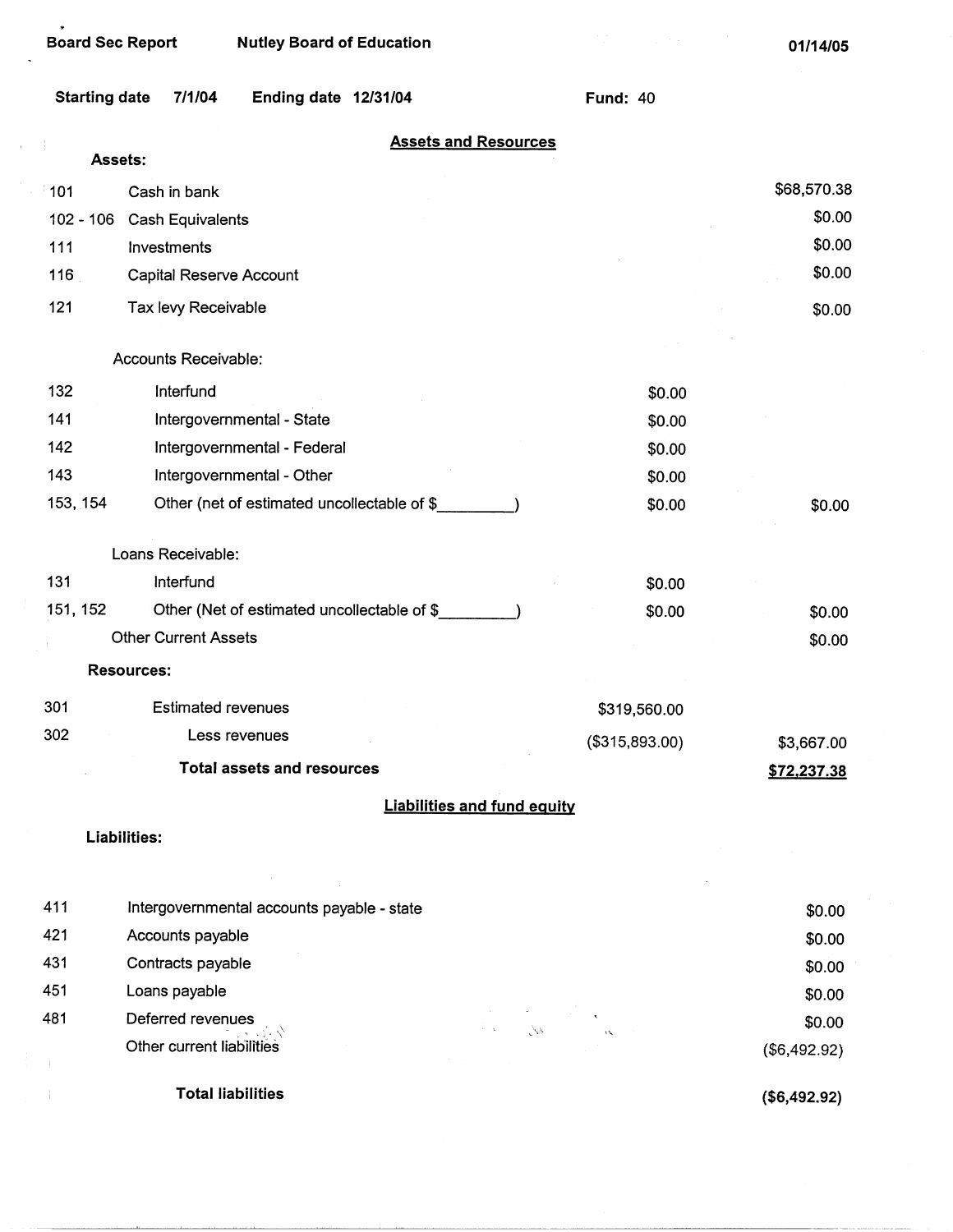Board Sec Report    Nutley Board of Education    01/14/05

**Starting date** 7/1/04    **Ending date** 12/31/04    **Fund:** 40

## Assets and Resources

**Assets:**

| Code | Description | | Amount |
|---|---|---|---|
| 101 | Cash in bank | | $68,570.38 |
| 102 - 106 | Cash Equivalents | | $0.00 |
| 111 | Investments | | $0.00 |
| 116 | Capital Reserve Account | | $0.00 |
| 121 | Tax levy Receivable | | $0.00 |
| | Accounts Receivable: | | |
| 132 | Interfund | $0.00 | |
| 141 | Intergovernmental - State | $0.00 | |
| 142 | Intergovernmental - Federal | $0.00 | |
| 143 | Intergovernmental - Other | $0.00 | |
| 153, 154 | Other (net of estimated uncollectable of $\_\_\_\_\_\_\_\_\_) | $0.00 | $0.00 |
| | Loans Receivable: | | |
| 131 | Interfund | $0.00 | |
| 151, 152 | Other (Net of estimated uncollectable of $\_\_\_\_\_\_\_\_\_) | $0.00 | $0.00 |
| | Other Current Assets | | $0.00 |

**Resources:**

| Code | Description | | Amount |
|---|---|---|---|
| 301 | Estimated revenues | $319,560.00 | |
| 302 | Less revenues | ($315,893.00) | $3,667.00 |
| | **Total assets and resources** | | **$72,237.38** |

## Liabilities and fund equity

**Liabilities:**

| Code | Description | Amount |
|---|---|---|
| 411 | Intergovernmental accounts payable - state | $0.00 |
| 421 | Accounts payable | $0.00 |
| 431 | Contracts payable | $0.00 |
| 451 | Loans payable | $0.00 |
| 481 | Deferred revenues | $0.00 |
| | Other current liabilities | ($6,492.92) |
| | **Total liabilities** | **($6,492.92)** |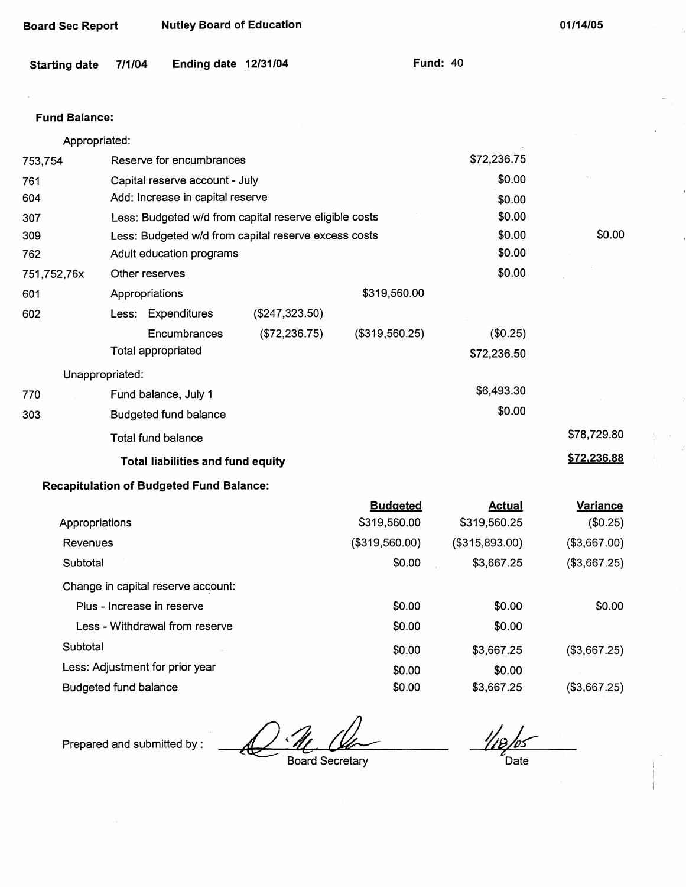Board Sec Report | Nutley Board of Education | 01/14/05

Starting date 7/1/04 | Ending date 12/31/04 | Fund: 40

**Fund Balance:**

| | | | | | |
|---|---|---|---|---|---|
| | Appropriated: | | | | |
| 753,754 | Reserve for encumbrances | | | $72,236.75 | |
| 761 | Capital reserve account - July | | | $0.00 | |
| 604 | Add: Increase in capital reserve | | | $0.00 | |
| 307 | Less: Budgeted w/d from capital reserve eligible costs | | | $0.00 | |
| 309 | Less: Budgeted w/d from capital reserve excess costs | | | $0.00 | $0.00 |
| 762 | Adult education programs | | | $0.00 | |
| 751,752,76x | Other reserves | | | $0.00 | |
| 601 | Appropriations | | $319,560.00 | | |
| 602 | Less: Expenditures | ($247,323.50) | | | |
| | Encumbrances | ($72,236.75) | ($319,560.25) | ($0.25) | |
| | Total appropriated | | | $72,236.50 | |
| | Unappropriated: | | | | |
| 770 | Fund balance, July 1 | | | $6,493.30 | |
| 303 | Budgeted fund balance | | | $0.00 | |
| | Total fund balance | | | | $78,729.80 |
| | **Total liabilities and fund equity** | | | | **$72,236.88** |

**Recapitulation of Budgeted Fund Balance:**

| | Budgeted | Actual | Variance |
|---|---|---|---|
| Appropriations | $319,560.00 | $319,560.25 | ($0.25) |
| Revenues | ($319,560.00) | ($315,893.00) | ($3,667.00) |
| Subtotal | $0.00 | $3,667.25 | ($3,667.25) |
| Change in capital reserve account: | | | |
| Plus - Increase in reserve | $0.00 | $0.00 | $0.00 |
| Less - Withdrawal from reserve | $0.00 | $0.00 | |
| Subtotal | $0.00 | $3,667.25 | ($3,667.25) |
| Less: Adjustment for prior year | $0.00 | $0.00 | |
| Budgeted fund balance | $0.00 | $3,667.25 | ($3,667.25) |

Prepared and submitted by : ____________________ Board Secretary    1/18/05 Date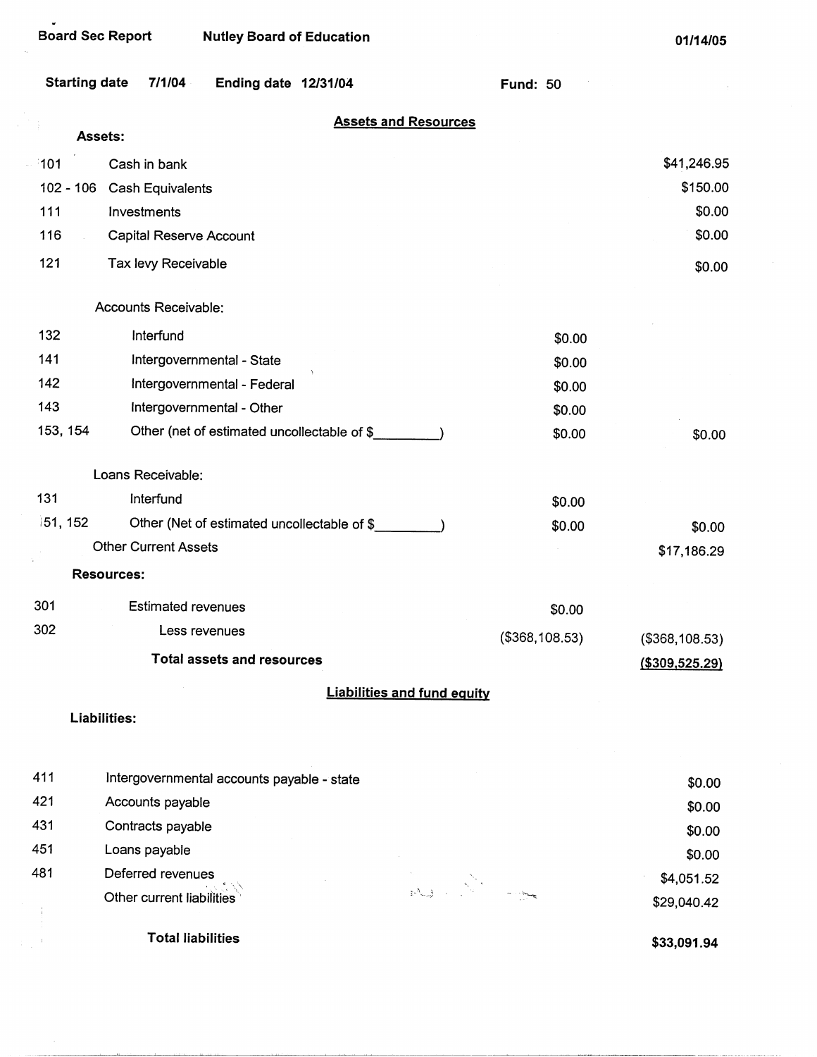Board Sec Report    Nutley Board of Education    01/14/05

Starting date 7/1/04    Ending date 12/31/04    Fund: 50

## Assets and Resources

**Assets:**

| Code | Description | | Amount |
|---|---|---|---|
| 101 | Cash in bank | | $41,246.95 |
| 102 - 106 | Cash Equivalents | | $150.00 |
| 111 | Investments | | $0.00 |
| 116 | Capital Reserve Account | | $0.00 |
| 121 | Tax levy Receivable | | $0.00 |
| | Accounts Receivable: | | |
| 132 | Interfund | $0.00 | |
| 141 | Intergovernmental - State | $0.00 | |
| 142 | Intergovernmental - Federal | $0.00 | |
| 143 | Intergovernmental - Other | $0.00 | |
| 153, 154 | Other (net of estimated uncollectable of $_________) | $0.00 | $0.00 |
| | Loans Receivable: | | |
| 131 | Interfund | $0.00 | |
| 151, 152 | Other (Net of estimated uncollectable of $_________) | $0.00 | $0.00 |
| | Other Current Assets | | $17,186.29 |
| | **Resources:** | | |
| 301 | Estimated revenues | $0.00 | |
| 302 | Less revenues | ($368,108.53) | ($368,108.53) |
| | **Total assets and resources** | | **($309,525.29)** |

## Liabilities and fund equity

**Liabilities:**

| Code | Description | Amount |
|---|---|---|
| 411 | Intergovernmental accounts payable - state | $0.00 |
| 421 | Accounts payable | $0.00 |
| 431 | Contracts payable | $0.00 |
| 451 | Loans payable | $0.00 |
| 481 | Deferred revenues | $4,051.52 |
| | Other current liabilities | $29,040.42 |
| | **Total liabilities** | **$33,091.94** |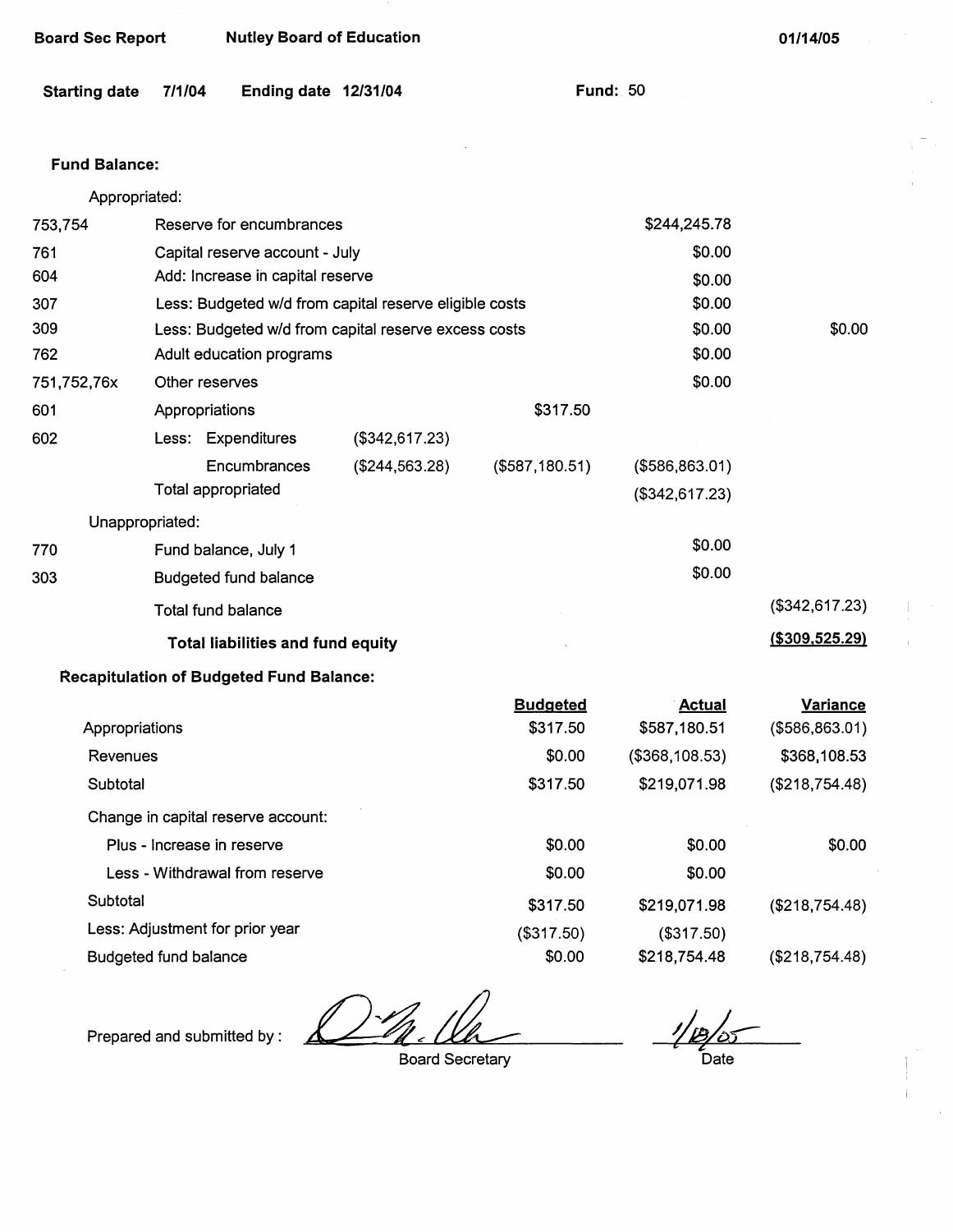**Board Sec Report** **Nutley Board of Education** **01/14/05**

**Starting date** 7/1/04 **Ending date** 12/31/04 **Fund:** 50

**Fund Balance:**

| | | | | | |
|---|---|---|---|---|---|
| | Appropriated: | | | | |
| 753,754 | Reserve for encumbrances | | | $244,245.78 | |
| 761 | Capital reserve account - July | | | $0.00 | |
| 604 | Add: Increase in capital reserve | | | $0.00 | |
| 307 | Less: Budgeted w/d from capital reserve eligible costs | | | $0.00 | |
| 309 | Less: Budgeted w/d from capital reserve excess costs | | | $0.00 | $0.00 |
| 762 | Adult education programs | | | $0.00 | |
| 751,752,76x | Other reserves | | | $0.00 | |
| 601 | Appropriations | | $317.50 | | |
| 602 | Less: Expenditures | ($342,617.23) | | | |
| | Encumbrances | ($244,563.28) | ($587,180.51) | ($586,863.01) | |
| | Total appropriated | | | ($342,617.23) | |
| | Unappropriated: | | | | |
| 770 | Fund balance, July 1 | | | $0.00 | |
| 303 | Budgeted fund balance | | | $0.00 | |
| | Total fund balance | | | | ($342,617.23) |
| | **Total liabilities and fund equity** | | | | **($309,525.29)** |

**Recapitulation of Budgeted Fund Balance:**

| | Budgeted | Actual | Variance |
|---|---|---|---|
| Appropriations | $317.50 | $587,180.51 | ($586,863.01) |
| Revenues | $0.00 | ($368,108.53) | $368,108.53 |
| Subtotal | $317.50 | $219,071.98 | ($218,754.48) |
| Change in capital reserve account: | | | |
| Plus - Increase in reserve | $0.00 | $0.00 | $0.00 |
| Less - Withdrawal from reserve | $0.00 | $0.00 | |
| Subtotal | $317.50 | $219,071.98 | ($218,754.48) |
| Less: Adjustment for prior year | ($317.50) | ($317.50) | |
| Budgeted fund balance | $0.00 | $218,754.48 | ($218,754.48) |

Prepared and submitted by : _______________ Board Secretary

1/18/05 Date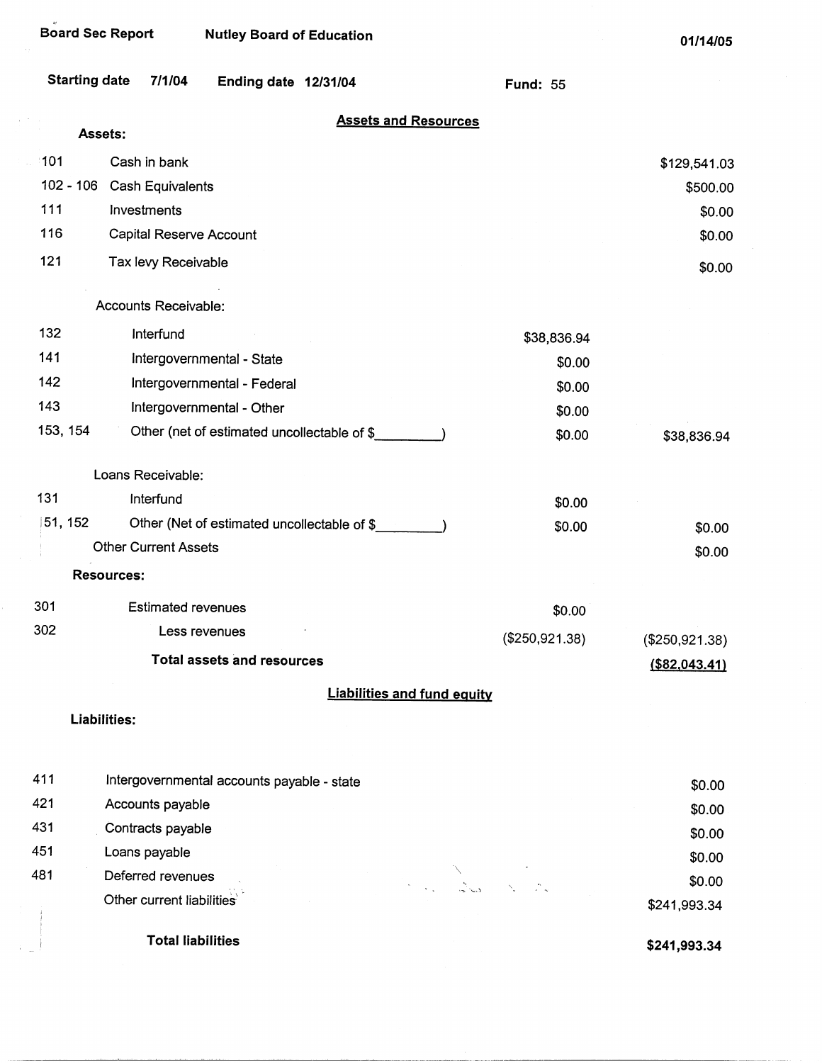Board Sec Report | Nutley Board of Education | 01/14/05

Starting date 7/1/04 | Ending date 12/31/04 | Fund: 55

## Assets and Resources

**Assets:**

| Code | Description | | Amount |
|---|---|---|---|
| 101 | Cash in bank | | $129,541.03 |
| 102 - 106 | Cash Equivalents | | $500.00 |
| 111 | Investments | | $0.00 |
| 116 | Capital Reserve Account | | $0.00 |
| 121 | Tax levy Receivable | | $0.00 |
| | Accounts Receivable: | | |
| 132 | Interfund | $38,836.94 | |
| 141 | Intergovernmental - State | $0.00 | |
| 142 | Intergovernmental - Federal | $0.00 | |
| 143 | Intergovernmental - Other | $0.00 | |
| 153, 154 | Other (net of estimated uncollectable of $_________) | $0.00 | $38,836.94 |
| | Loans Receivable: | | |
| 131 | Interfund | $0.00 | |
| 151, 152 | Other (Net of estimated uncollectable of $_________) | $0.00 | $0.00 |
| | Other Current Assets | | $0.00 |
| | **Resources:** | | |
| 301 | Estimated revenues | $0.00 | |
| 302 | Less revenues | ($250,921.38) | ($250,921.38) |
| | **Total assets and resources** | | **($82,043.41)** |

## Liabilities and fund equity

**Liabilities:**

| Code | Description | Amount |
|---|---|---|
| 411 | Intergovernmental accounts payable - state | $0.00 |
| 421 | Accounts payable | $0.00 |
| 431 | Contracts payable | $0.00 |
| 451 | Loans payable | $0.00 |
| 481 | Deferred revenues | $0.00 |
| | Other current liabilities | $241,993.34 |
| | **Total liabilities** | **$241,993.34** |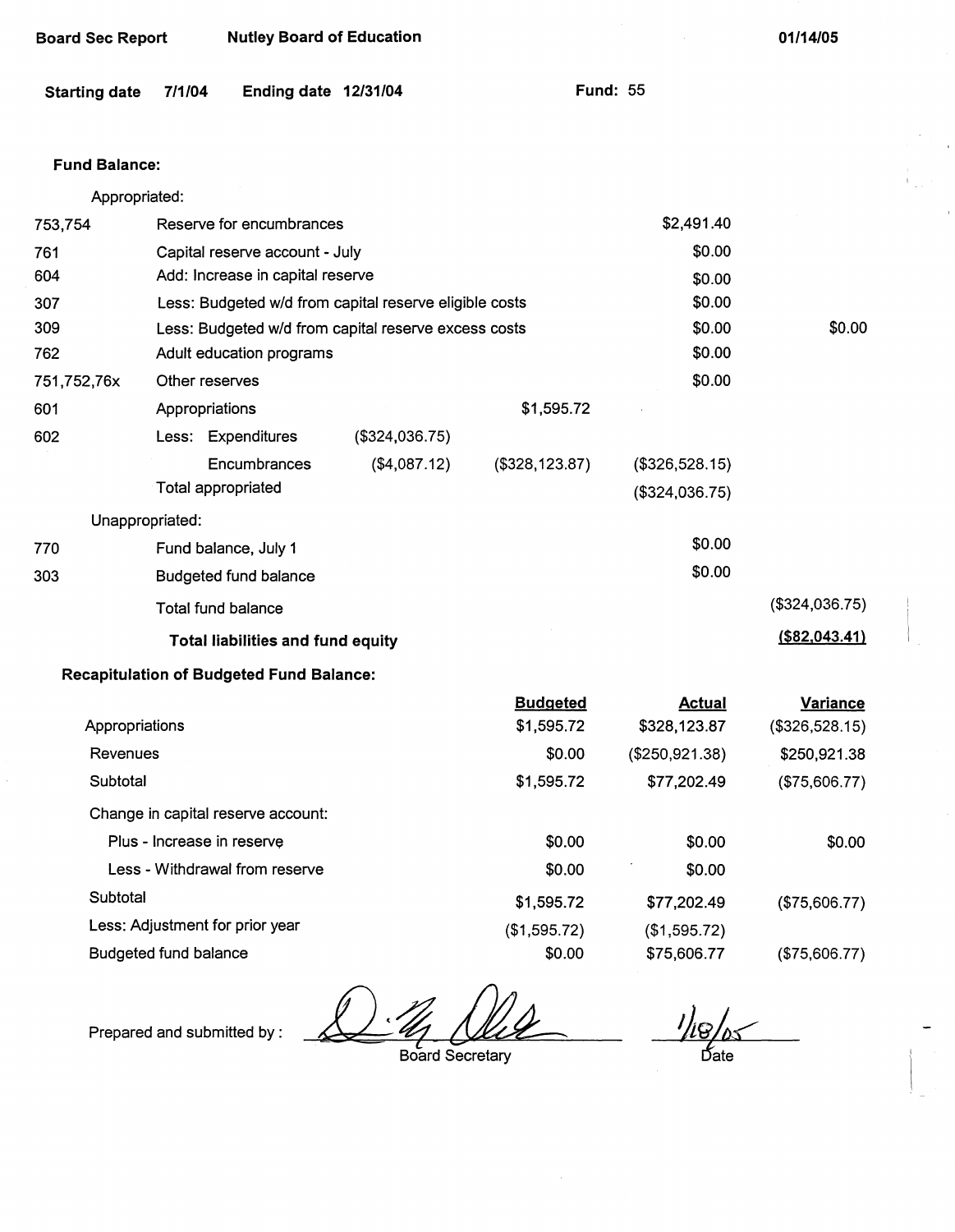Board Sec Report    Nutley Board of Education    01/14/05

Starting date 7/1/04    Ending date 12/31/04    Fund: 55

**Fund Balance:**

| | | | | | |
|---|---|---|---|---|---|
| | Appropriated: | | | | |
| 753,754 | Reserve for encumbrances | | | $2,491.40 | |
| 761 | Capital reserve account - July | | | $0.00 | |
| 604 | Add: Increase in capital reserve | | | $0.00 | |
| 307 | Less: Budgeted w/d from capital reserve eligible costs | | | $0.00 | |
| 309 | Less: Budgeted w/d from capital reserve excess costs | | | $0.00 | $0.00 |
| 762 | Adult education programs | | | $0.00 | |
| 751,752,76x | Other reserves | | | $0.00 | |
| 601 | Appropriations | | $1,595.72 | | |
| 602 | Less: Expenditures | ($324,036.75) | | | |
| | Encumbrances | ($4,087.12) | ($328,123.87) | ($326,528.15) | |
| | Total appropriated | | | ($324,036.75) | |
| | Unappropriated: | | | | |
| 770 | Fund balance, July 1 | | | $0.00 | |
| 303 | Budgeted fund balance | | | $0.00 | |
| | Total fund balance | | | | ($324,036.75) |
| | **Total liabilities and fund equity** | | | | **($82,043.41)** |

**Recapitulation of Budgeted Fund Balance:**

| | Budgeted | Actual | Variance |
|---|---|---|---|
| Appropriations | $1,595.72 | $328,123.87 | ($326,528.15) |
| Revenues | $0.00 | ($250,921.38) | $250,921.38 |
| Subtotal | $1,595.72 | $77,202.49 | ($75,606.77) |
| Change in capital reserve account: | | | |
| Plus - Increase in reserve | $0.00 | $0.00 | $0.00 |
| Less - Withdrawal from reserve | $0.00 | $0.00 | |
| Subtotal | $1,595.72 | $77,202.49 | ($75,606.77) |
| Less: Adjustment for prior year | ($1,595.72) | ($1,595.72) | |
| Budgeted fund balance | $0.00 | $75,606.77 | ($75,606.77) |

Prepared and submitted by : ____________________ Board Secretary    1/18/05 Date